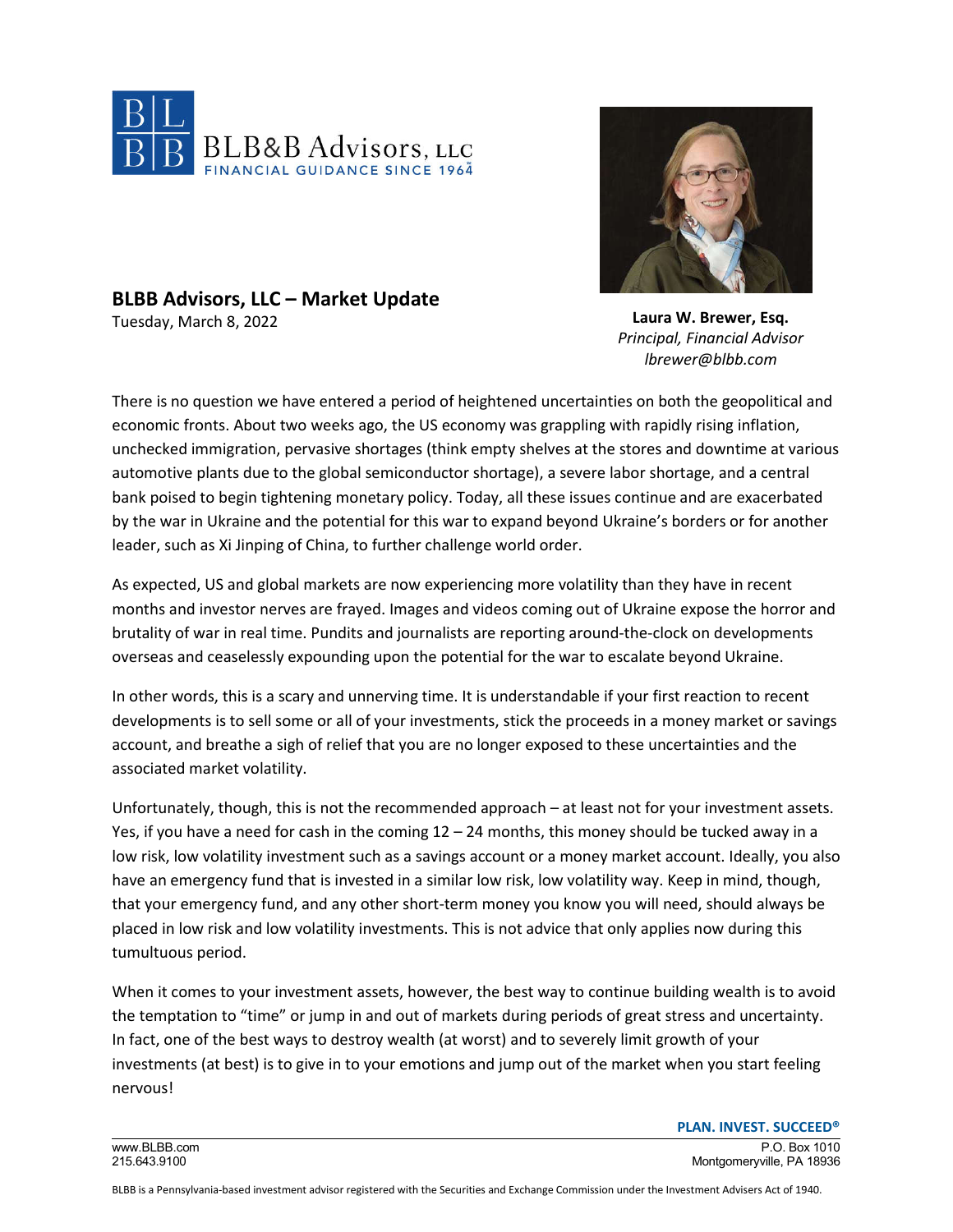BLB&B Advisors, LLC
FINANCIAL GUIDANCE SINCE 1964

## BLBB Advisors, LLC – Market Update

Tuesday, March 8, 2022

**Laura W. Brewer, Esq.**
*Principal, Financial Advisor*
*lbrewer@blbb.com*

There is no question we have entered a period of heightened uncertainties on both the geopolitical and economic fronts. About two weeks ago, the US economy was grappling with rapidly rising inflation, unchecked immigration, pervasive shortages (think empty shelves at the stores and downtime at various automotive plants due to the global semiconductor shortage), a severe labor shortage, and a central bank poised to begin tightening monetary policy. Today, all these issues continue and are exacerbated by the war in Ukraine and the potential for this war to expand beyond Ukraine's borders or for another leader, such as Xi Jinping of China, to further challenge world order.

As expected, US and global markets are now experiencing more volatility than they have in recent months and investor nerves are frayed. Images and videos coming out of Ukraine expose the horror and brutality of war in real time. Pundits and journalists are reporting around-the-clock on developments overseas and ceaselessly expounding upon the potential for the war to escalate beyond Ukraine.

In other words, this is a scary and unnerving time. It is understandable if your first reaction to recent developments is to sell some or all of your investments, stick the proceeds in a money market or savings account, and breathe a sigh of relief that you are no longer exposed to these uncertainties and the associated market volatility.

Unfortunately, though, this is not the recommended approach – at least not for your investment assets. Yes, if you have a need for cash in the coming 12 – 24 months, this money should be tucked away in a low risk, low volatility investment such as a savings account or a money market account. Ideally, you also have an emergency fund that is invested in a similar low risk, low volatility way. Keep in mind, though, that your emergency fund, and any other short-term money you know you will need, should always be placed in low risk and low volatility investments. This is not advice that only applies now during this tumultuous period.

When it comes to your investment assets, however, the best way to continue building wealth is to avoid the temptation to "time" or jump in and out of markets during periods of great stress and uncertainty. In fact, one of the best ways to destroy wealth (at worst) and to severely limit growth of your investments (at best) is to give in to your emotions and jump out of the market when you start feeling nervous!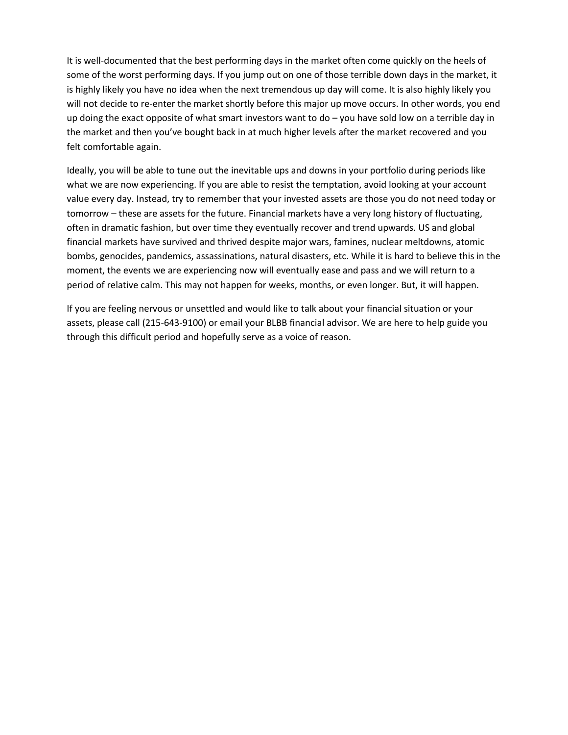It is well-documented that the best performing days in the market often come quickly on the heels of some of the worst performing days. If you jump out on one of those terrible down days in the market, it is highly likely you have no idea when the next tremendous up day will come. It is also highly likely you will not decide to re-enter the market shortly before this major up move occurs. In other words, you end up doing the exact opposite of what smart investors want to do – you have sold low on a terrible day in the market and then you've bought back in at much higher levels after the market recovered and you felt comfortable again.

Ideally, you will be able to tune out the inevitable ups and downs in your portfolio during periods like what we are now experiencing. If you are able to resist the temptation, avoid looking at your account value every day. Instead, try to remember that your invested assets are those you do not need today or tomorrow – these are assets for the future. Financial markets have a very long history of fluctuating, often in dramatic fashion, but over time they eventually recover and trend upwards. US and global financial markets have survived and thrived despite major wars, famines, nuclear meltdowns, atomic bombs, genocides, pandemics, assassinations, natural disasters, etc. While it is hard to believe this in the moment, the events we are experiencing now will eventually ease and pass and we will return to a period of relative calm. This may not happen for weeks, months, or even longer. But, it will happen.

If you are feeling nervous or unsettled and would like to talk about your financial situation or your assets, please call (215-643-9100) or email your BLBB financial advisor. We are here to help guide you through this difficult period and hopefully serve as a voice of reason.